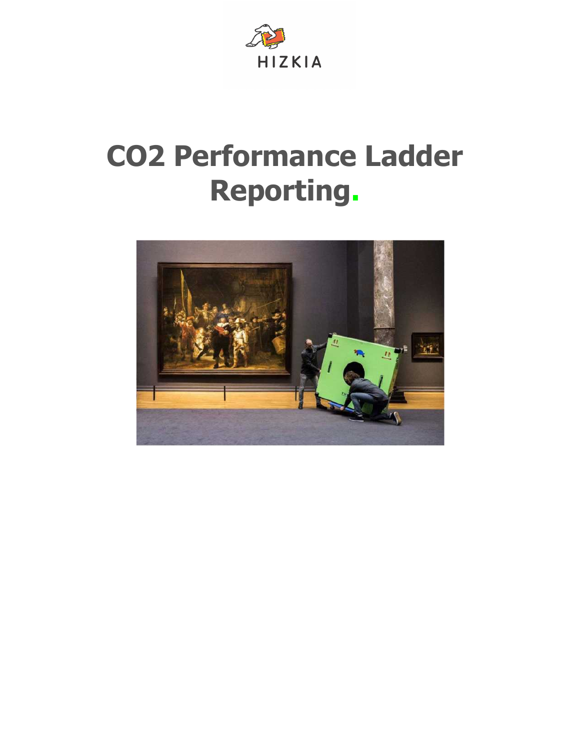HIZKIA

# CO2 Performance Ladder Reporting.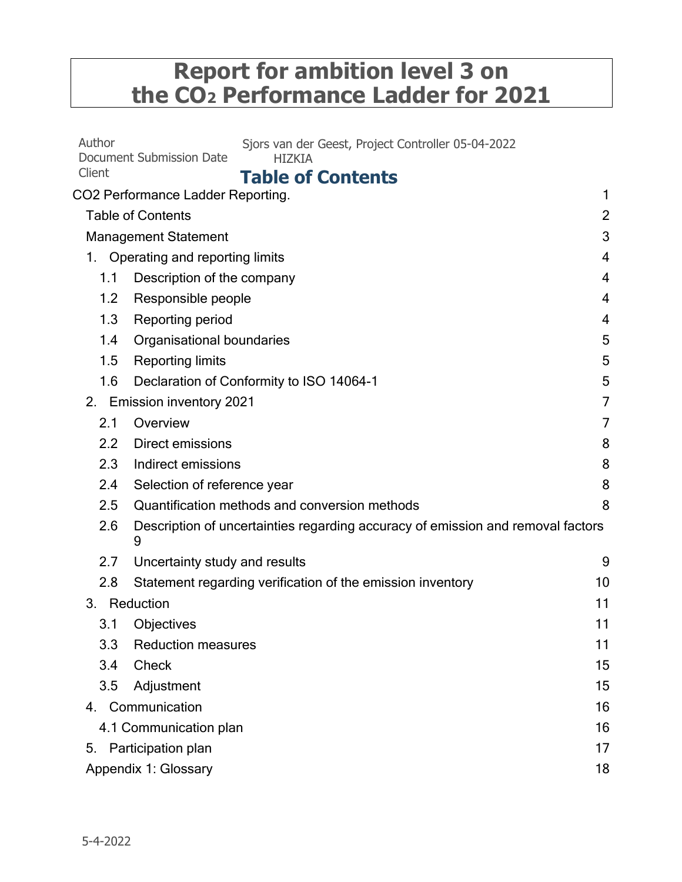# Report for ambition level 3 on the $CO_2$ Performance Ladder for 2021

| | |
|---|---|
| Author | Sjors van der Geest, Project Controller |
| Document Submission Date | 05-04-2022 |
| Client | HIZKIA |

## Table of Contents

CO2 Performance Ladder Reporting. 1

- Table of Contents 2
- Management Statement 3
- 1. Operating and reporting limits 4
  - 1.1 Description of the company 4
  - 1.2 Responsible people 4
  - 1.3 Reporting period 4
  - 1.4 Organisational boundaries 5
  - 1.5 Reporting limits 5
  - 1.6 Declaration of Conformity to ISO 14064-1 5
- 2. Emission inventory 2021 7
  - 2.1 Overview 7
  - 2.2 Direct emissions 8
  - 2.3 Indirect emissions 8
  - 2.4 Selection of reference year 8
  - 2.5 Quantification methods and conversion methods 8
  - 2.6 Description of uncertainties regarding accuracy of emission and removal factors 9
  - 2.7 Uncertainty study and results 9
  - 2.8 Statement regarding verification of the emission inventory 10
- 3. Reduction 11
  - 3.1 Objectives 11
  - 3.3 Reduction measures 11
  - 3.4 Check 15
  - 3.5 Adjustment 15
- 4. Communication 16
  - 4.1 Communication plan 16
- 5. Participation plan 17
- Appendix 1: Glossary 18

5-4-2022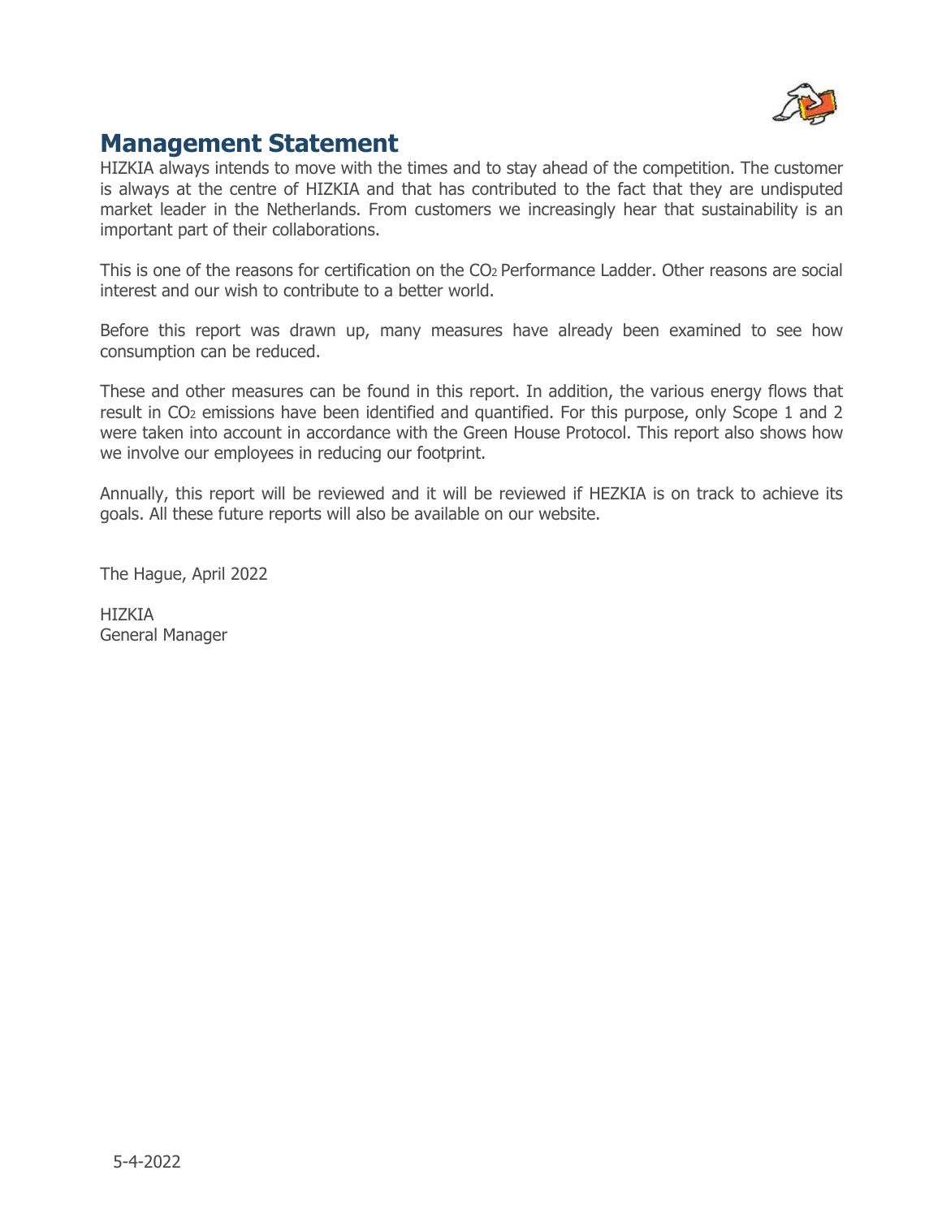# Management Statement

HIZKIA always intends to move with the times and to stay ahead of the competition. The customer is always at the centre of HIZKIA and that has contributed to the fact that they are undisputed market leader in the Netherlands. From customers we increasingly hear that sustainability is an important part of their collaborations.

This is one of the reasons for certification on the $CO_2$ Performance Ladder. Other reasons are social interest and our wish to contribute to a better world.

Before this report was drawn up, many measures have already been examined to see how consumption can be reduced.

These and other measures can be found in this report. In addition, the various energy flows that result in $CO_2$ emissions have been identified and quantified. For this purpose, only Scope 1 and 2 were taken into account in accordance with the Green House Protocol. This report also shows how we involve our employees in reducing our footprint.

Annually, this report will be reviewed and it will be reviewed if HEZKIA is on track to achieve its goals. All these future reports will also be available on our website.

The Hague, April 2022

HIZKIA
General Manager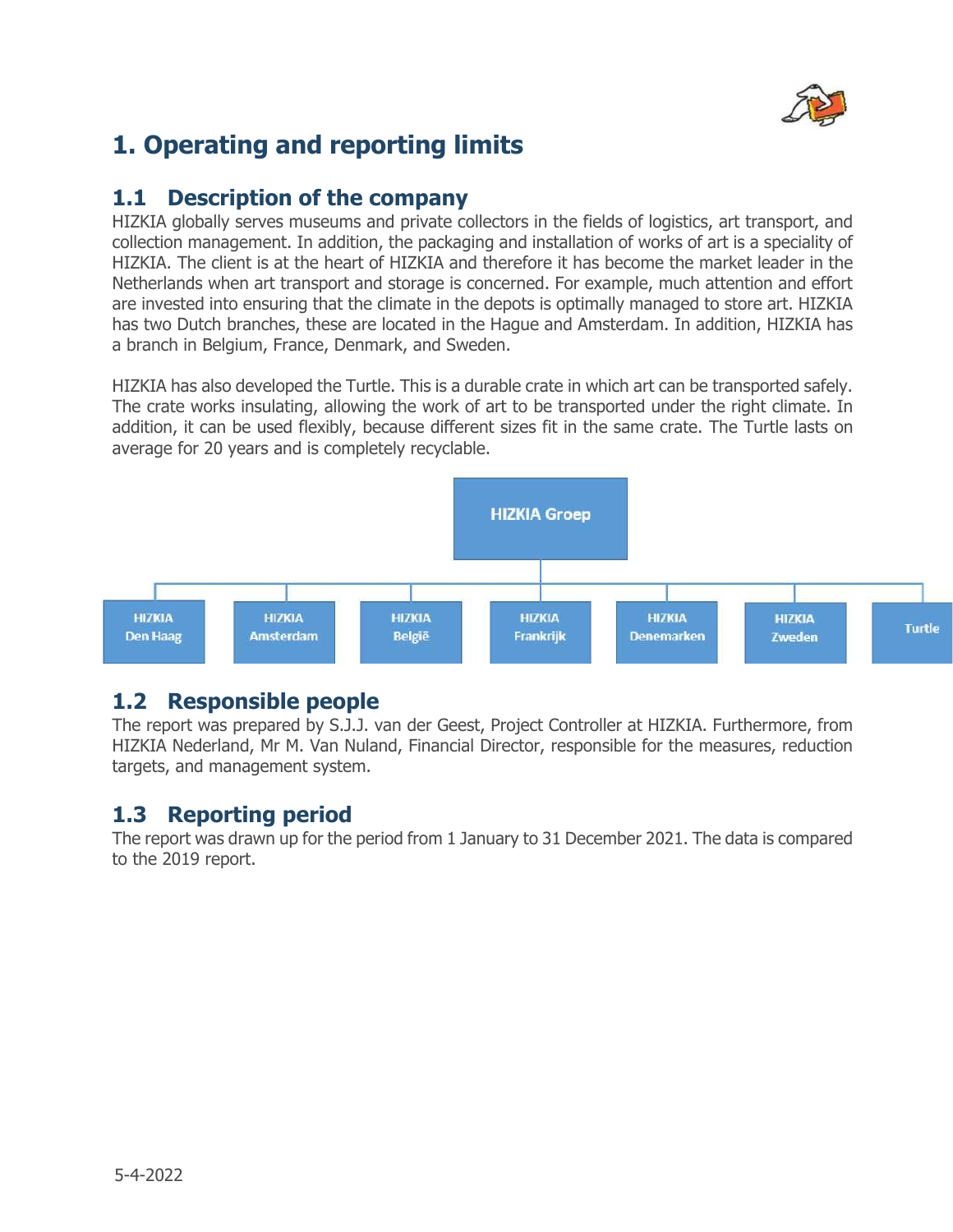# 1. Operating and reporting limits

## 1.1 Description of the company

HIZKIA globally serves museums and private collectors in the fields of logistics, art transport, and collection management. In addition, the packaging and installation of works of art is a speciality of HIZKIA. The client is at the heart of HIZKIA and therefore it has become the market leader in the Netherlands when art transport and storage is concerned. For example, much attention and effort are invested into ensuring that the climate in the depots is optimally managed to store art. HIZKIA has two Dutch branches, these are located in the Hague and Amsterdam. In addition, HIZKIA has a branch in Belgium, France, Denmark, and Sweden.

HIZKIA has also developed the Turtle. This is a durable crate in which art can be transported safely. The crate works insulating, allowing the work of art to be transported under the right climate. In addition, it can be used flexibly, because different sizes fit in the same crate. The Turtle lasts on average for 20 years and is completely recyclable.

HIZKIA Groep
- HIZKIA Den Haag
- HIZKIA Amsterdam
- HIZKIA België
- HIZKIA Frankrijk
- HIZKIA Denemarken
- HIZKIA Zweden
- Turtle

## 1.2 Responsible people

The report was prepared by S.J.J. van der Geest, Project Controller at HIZKIA. Furthermore, from HIZKIA Nederland, Mr M. Van Nuland, Financial Director, responsible for the measures, reduction targets, and management system.

## 1.3 Reporting period

The report was drawn up for the period from 1 January to 31 December 2021. The data is compared to the 2019 report.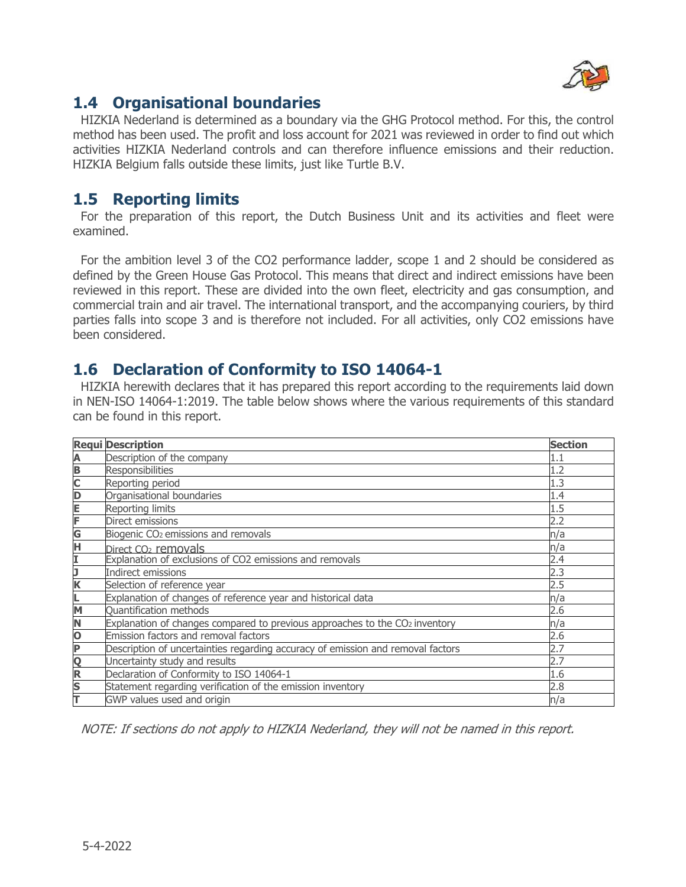## 1.4 Organisational boundaries

HIZKIA Nederland is determined as a boundary via the GHG Protocol method. For this, the control method has been used. The profit and loss account for 2021 was reviewed in order to find out which activities HIZKIA Nederland controls and can therefore influence emissions and their reduction. HIZKIA Belgium falls outside these limits, just like Turtle B.V.

## 1.5 Reporting limits

For the preparation of this report, the Dutch Business Unit and its activities and fleet were examined.

For the ambition level 3 of the CO2 performance ladder, scope 1 and 2 should be considered as defined by the Green House Gas Protocol. This means that direct and indirect emissions have been reviewed in this report. These are divided into the own fleet, electricity and gas consumption, and commercial train and air travel. The international transport, and the accompanying couriers, by third parties falls into scope 3 and is therefore not included. For all activities, only CO2 emissions have been considered.

## 1.6 Declaration of Conformity to ISO 14064-1

HIZKIA herewith declares that it has prepared this report according to the requirements laid down in NEN-ISO 14064-1:2019. The table below shows where the various requirements of this standard can be found in this report.

| Requi | Description | Section |
|---|---|---|
| A | Description of the company | 1.1 |
| B | Responsibilities | 1.2 |
| C | Reporting period | 1.3 |
| D | Organisational boundaries | 1.4 |
| E | Reporting limits | 1.5 |
| F | Direct emissions | 2.2 |
| G | Biogenic $CO_2$ emissions and removals | n/a |
| H | Direct $CO_2$ removals | n/a |
| I | Explanation of exclusions of CO2 emissions and removals | 2.4 |
| J | Indirect emissions | 2.3 |
| K | Selection of reference year | 2.5 |
| L | Explanation of changes of reference year and historical data | n/a |
| M | Quantification methods | 2.6 |
| N | Explanation of changes compared to previous approaches to the $CO_2$ inventory | n/a |
| O | Emission factors and removal factors | 2.6 |
| P | Description of uncertainties regarding accuracy of emission and removal factors | 2.7 |
| Q | Uncertainty study and results | 2.7 |
| R | Declaration of Conformity to ISO 14064-1 | 1.6 |
| S | Statement regarding verification of the emission inventory | 2.8 |
| T | GWP values used and origin | n/a |

*NOTE: If sections do not apply to HIZKIA Nederland, they will not be named in this report.*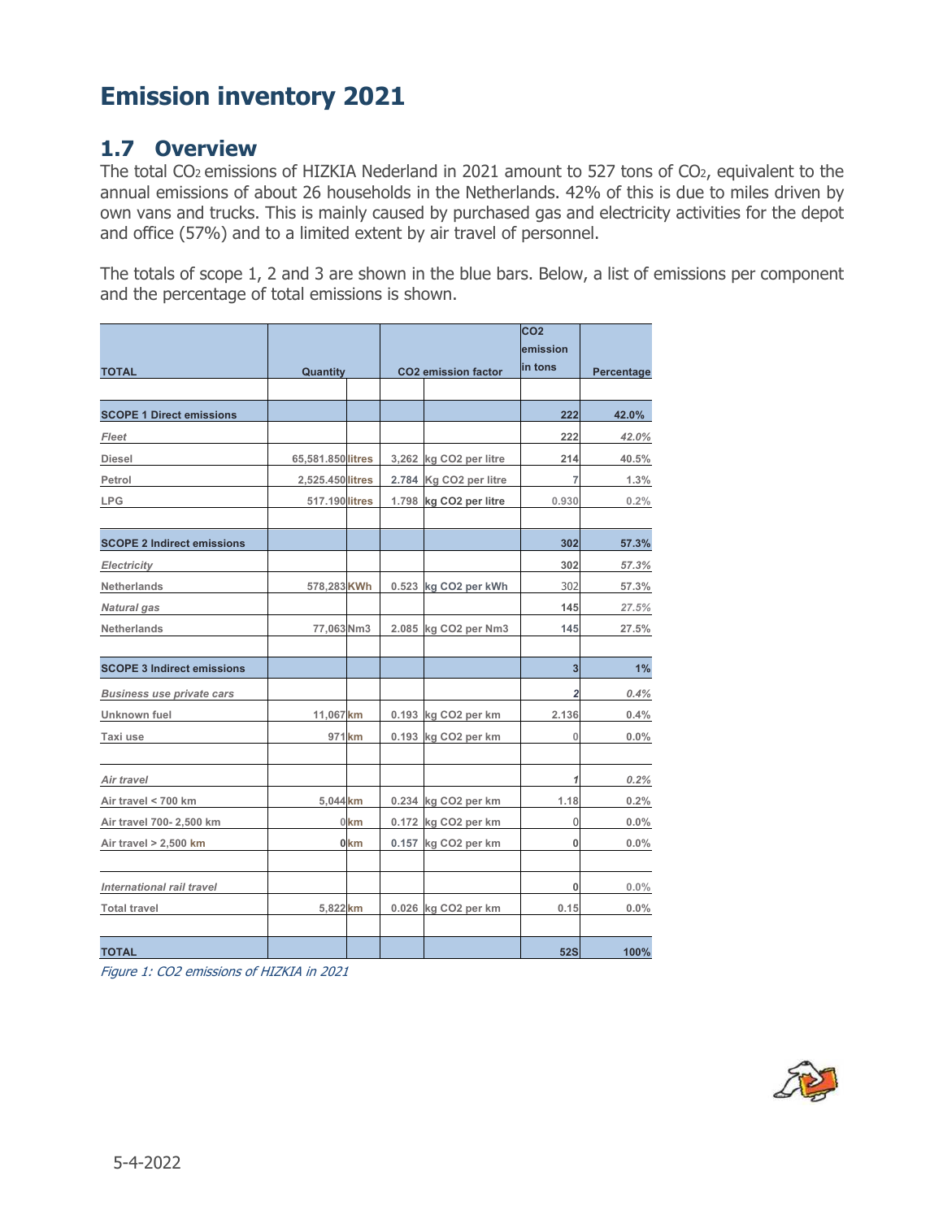# Emission inventory 2021

## 1.7 Overview

The total $CO_2$ emissions of HIZKIA Nederland in 2021 amount to 527 tons of $CO_2$, equivalent to the annual emissions of about 26 households in the Netherlands. 42% of this is due to miles driven by own vans and trucks. This is mainly caused by purchased gas and electricity activities for the depot and office (57%) and to a limited extent by air travel of personnel.

The totals of scope 1, 2 and 3 are shown in the blue bars. Below, a list of emissions per component and the percentage of total emissions is shown.

| TOTAL | Quantity | | CO2 emission factor | | CO2 emission in tons | Percentage |
|---|---|---|---|---|---|---|
| | | | | | | |
| **SCOPE 1 Direct emissions** | | | | | **222** | **42.0%** |
| *Fleet* | | | | | 222 | *42.0%* |
| Diesel | 65,581.850 | litres | 3,262 | kg CO2 per litre | 214 | 40.5% |
| Petrol | 2,525.450 | litres | 2.784 | Kg CO2 per litre | 7 | 1.3% |
| LPG | 517.190 | litres | 1.798 | kg CO2 per litre | 0.930 | 0.2% |
| | | | | | | |
| **SCOPE 2 Indirect emissions** | | | | | **302** | **57.3%** |
| *Electricity* | | | | | 302 | *57.3%* |
| Netherlands | 578,283 | KWh | 0.523 | kg CO2 per kWh | 302 | 57.3% |
| *Natural gas* | | | | | 145 | *27.5%* |
| Netherlands | 77,063 | Nm3 | 2.085 | kg CO2 per Nm3 | 145 | 27.5% |
| | | | | | | |
| **SCOPE 3 Indirect emissions** | | | | | **3** | **1%** |
| *Business use private cars* | | | | | 2 | *0.4%* |
| Unknown fuel | 11,067 | km | 0.193 | kg CO2 per km | 2.136 | 0.4% |
| Taxi use | 971 | km | 0.193 | kg CO2 per km | 0 | 0.0% |
| | | | | | | |
| *Air travel* | | | | | *1* | *0.2%* |
| Air travel < 700 km | 5,044 | km | 0.234 | kg CO2 per km | 1.18 | 0.2% |
| Air travel 700- 2,500 km | 0 | km | 0.172 | kg CO2 per km | 0 | 0.0% |
| Air travel > 2,500 km | 0 | km | 0.157 | kg CO2 per km | 0 | 0.0% |
| | | | | | | |
| *International rail travel* | | | | | 0 | 0.0% |
| Total travel | 5,822 | km | 0.026 | kg CO2 per km | 0.15 | 0.0% |
| | | | | | | |
| **TOTAL** | | | | | **52S** | **100%** |

*Figure 1: CO2 emissions of HIZKIA in 2021*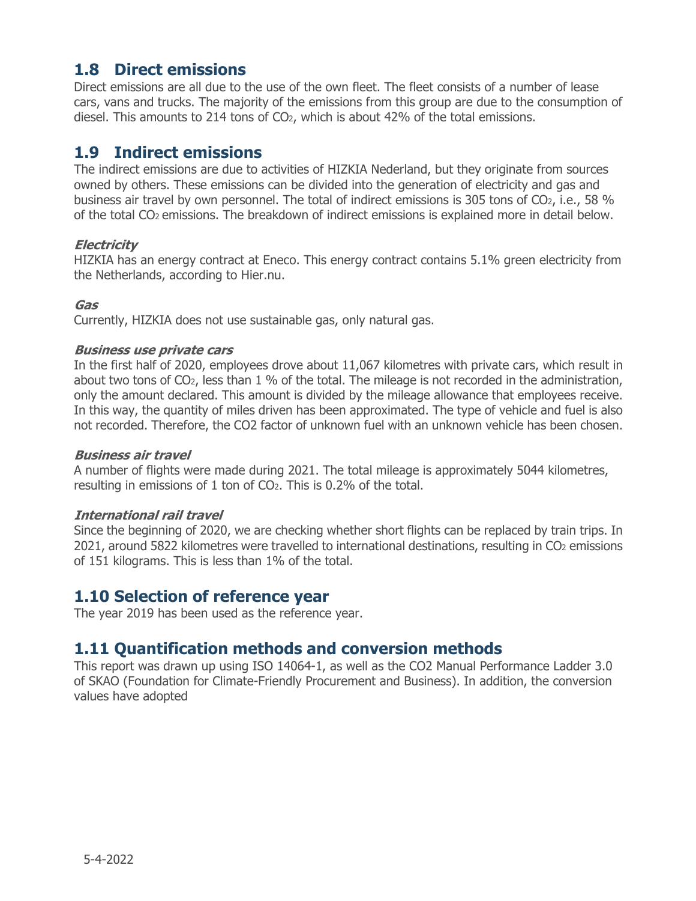## 1.8 Direct emissions

Direct emissions are all due to the use of the own fleet. The fleet consists of a number of lease cars, vans and trucks. The majority of the emissions from this group are due to the consumption of diesel. This amounts to 214 tons of $CO_2$, which is about 42% of the total emissions.

## 1.9 Indirect emissions

The indirect emissions are due to activities of HIZKIA Nederland, but they originate from sources owned by others. These emissions can be divided into the generation of electricity and gas and business air travel by own personnel. The total of indirect emissions is 305 tons of $CO_2$, i.e., 58 % of the total $CO_2$ emissions. The breakdown of indirect emissions is explained more in detail below.

***Electricity***

HIZKIA has an energy contract at Eneco. This energy contract contains 5.1% green electricity from the Netherlands, according to Hier.nu.

***Gas***

Currently, HIZKIA does not use sustainable gas, only natural gas.

***Business use private cars***

In the first half of 2020, employees drove about 11,067 kilometres with private cars, which result in about two tons of $CO_2$, less than 1 % of the total. The mileage is not recorded in the administration, only the amount declared. This amount is divided by the mileage allowance that employees receive. In this way, the quantity of miles driven has been approximated. The type of vehicle and fuel is also not recorded. Therefore, the CO2 factor of unknown fuel with an unknown vehicle has been chosen.

***Business air travel***

A number of flights were made during 2021. The total mileage is approximately 5044 kilometres, resulting in emissions of 1 ton of $CO_2$. This is 0.2% of the total.

***International rail travel***

Since the beginning of 2020, we are checking whether short flights can be replaced by train trips. In 2021, around 5822 kilometres were travelled to international destinations, resulting in $CO_2$ emissions of 151 kilograms. This is less than 1% of the total.

## 1.10 Selection of reference year

The year 2019 has been used as the reference year.

## 1.11 Quantification methods and conversion methods

This report was drawn up using ISO 14064-1, as well as the CO2 Manual Performance Ladder 3.0 of SKAO (Foundation for Climate-Friendly Procurement and Business). In addition, the conversion values have adopted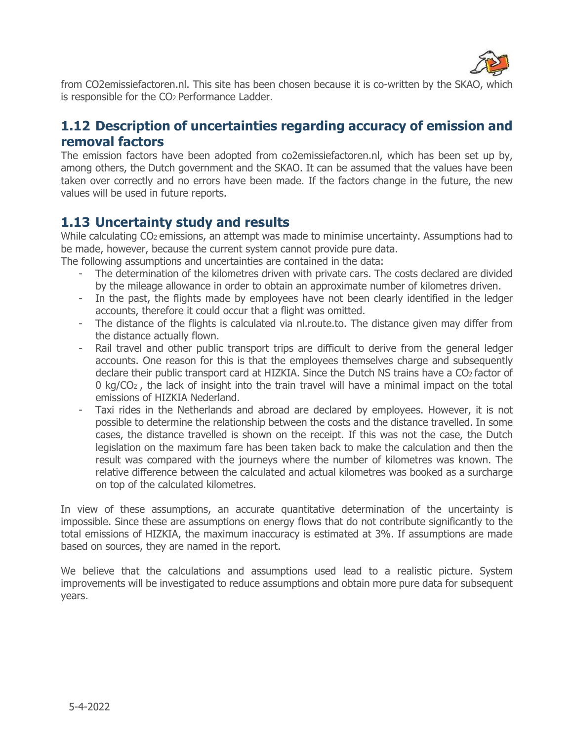from CO2emissiefactoren.nl. This site has been chosen because it is co-written by the SKAO, which is responsible for the $CO_2$ Performance Ladder.

## 1.12 Description of uncertainties regarding accuracy of emission and removal factors

The emission factors have been adopted from co2emissiefactoren.nl, which has been set up by, among others, the Dutch government and the SKAO. It can be assumed that the values have been taken over correctly and no errors have been made. If the factors change in the future, the new values will be used in future reports.

## 1.13 Uncertainty study and results

While calculating $CO_2$ emissions, an attempt was made to minimise uncertainty. Assumptions had to be made, however, because the current system cannot provide pure data.

The following assumptions and uncertainties are contained in the data:

- The determination of the kilometres driven with private cars. The costs declared are divided by the mileage allowance in order to obtain an approximate number of kilometres driven.
- In the past, the flights made by employees have not been clearly identified in the ledger accounts, therefore it could occur that a flight was omitted.
- The distance of the flights is calculated via nl.route.to. The distance given may differ from the distance actually flown.
- Rail travel and other public transport trips are difficult to derive from the general ledger accounts. One reason for this is that the employees themselves charge and subsequently declare their public transport card at HIZKIA. Since the Dutch NS trains have a $CO_2$ factor of 0 kg/$CO_2$, the lack of insight into the train travel will have a minimal impact on the total emissions of HIZKIA Nederland.
- Taxi rides in the Netherlands and abroad are declared by employees. However, it is not possible to determine the relationship between the costs and the distance travelled. In some cases, the distance travelled is shown on the receipt. If this was not the case, the Dutch legislation on the maximum fare has been taken back to make the calculation and then the result was compared with the journeys where the number of kilometres was known. The relative difference between the calculated and actual kilometres was booked as a surcharge on top of the calculated kilometres.

In view of these assumptions, an accurate quantitative determination of the uncertainty is impossible. Since these are assumptions on energy flows that do not contribute significantly to the total emissions of HIZKIA, the maximum inaccuracy is estimated at 3%. If assumptions are made based on sources, they are named in the report.

We believe that the calculations and assumptions used lead to a realistic picture. System improvements will be investigated to reduce assumptions and obtain more pure data for subsequent years.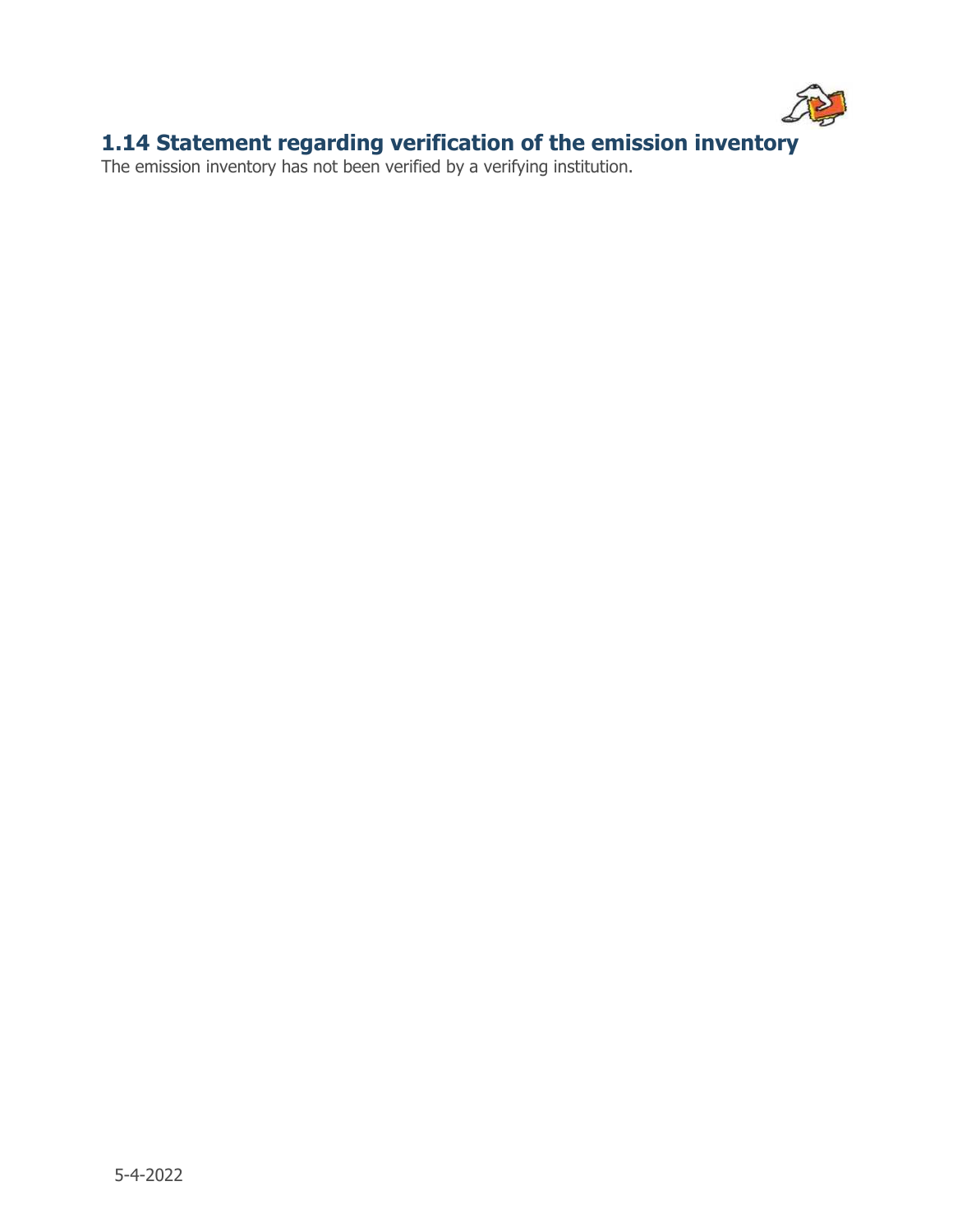## 1.14 Statement regarding verification of the emission inventory

The emission inventory has not been verified by a verifying institution.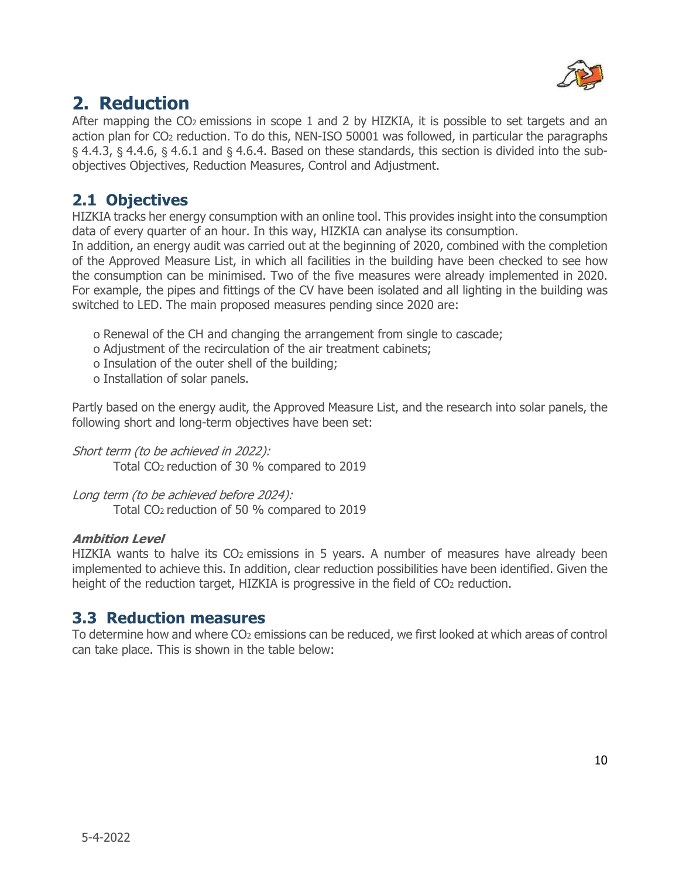# 2. Reduction

After mapping the $CO_2$ emissions in scope 1 and 2 by HIZKIA, it is possible to set targets and an action plan for $CO_2$ reduction. To do this, NEN-ISO 50001 was followed, in particular the paragraphs § 4.4.3, § 4.4.6, § 4.6.1 and § 4.6.4. Based on these standards, this section is divided into the sub-objectives Objectives, Reduction Measures, Control and Adjustment.

## 2.1 Objectives

HIZKIA tracks her energy consumption with an online tool. This provides insight into the consumption data of every quarter of an hour. In this way, HIZKIA can analyse its consumption.
In addition, an energy audit was carried out at the beginning of 2020, combined with the completion of the Approved Measure List, in which all facilities in the building have been checked to see how the consumption can be minimised. Two of the five measures were already implemented in 2020. For example, the pipes and fittings of the CV have been isolated and all lighting in the building was switched to LED. The main proposed measures pending since 2020 are:

- o Renewal of the CH and changing the arrangement from single to cascade;
- o Adjustment of the recirculation of the air treatment cabinets;
- o Insulation of the outer shell of the building;
- o Installation of solar panels.

Partly based on the energy audit, the Approved Measure List, and the research into solar panels, the following short and long-term objectives have been set:

*Short term (to be achieved in 2022):*
Total $CO_2$ reduction of 30 % compared to 2019

*Long term (to be achieved before 2024):*
Total $CO_2$ reduction of 50 % compared to 2019

***Ambition Level***

HIZKIA wants to halve its $CO_2$ emissions in 5 years. A number of measures have already been implemented to achieve this. In addition, clear reduction possibilities have been identified. Given the height of the reduction target, HIZKIA is progressive in the field of $CO_2$ reduction.

## 3.3 Reduction measures

To determine how and where $CO_2$ emissions can be reduced, we first looked at which areas of control can take place. This is shown in the table below: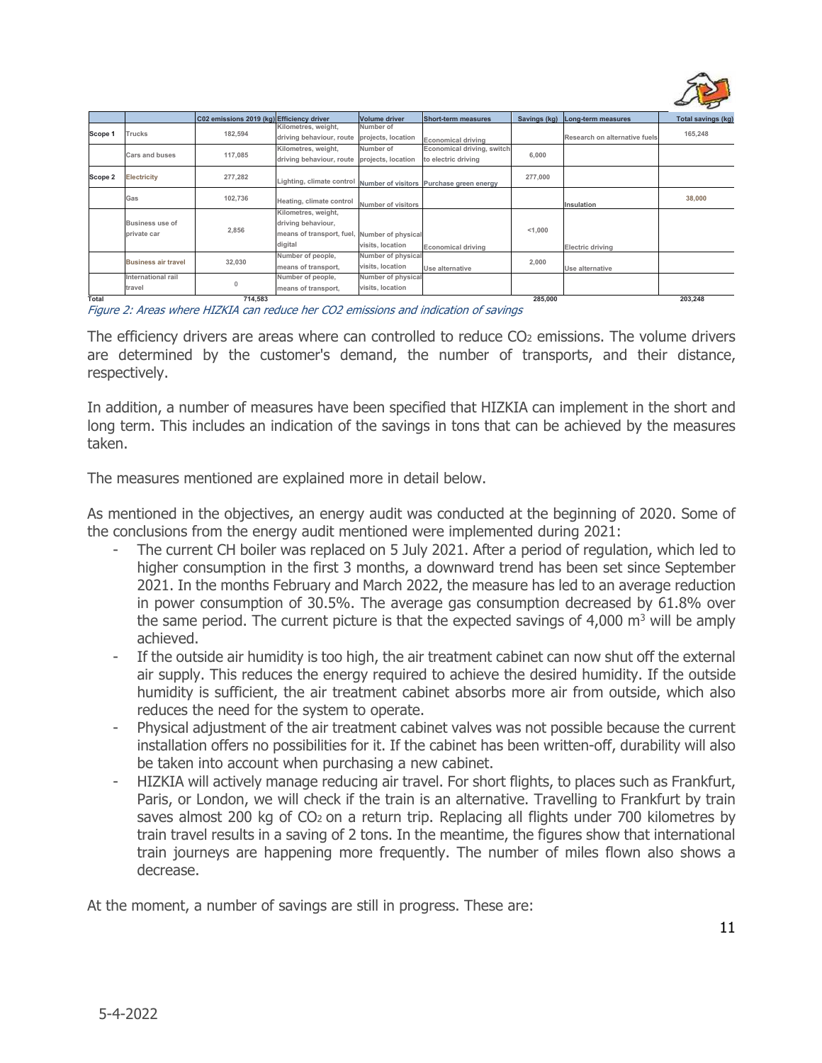| | | C02 emissions 2019 (kg) | Efficiency driver | Volume driver | Short-term measures | Savings (kg) | Long-term measures | Total savings (kg) |
|---|---|---|---|---|---|---|---|---|
| Scope 1 | Trucks | 182,594 | Kilometres, weight, driving behaviour, route | Number of projects, location | Economical driving | | Research on alternative fuels | 165,248 |
| | Cars and buses | 117,085 | Kilometres, weight, driving behaviour, route | Number of projects, location | Economical driving, switch to electric driving | 6,000 | | |
| Scope 2 | Electricity | 277,282 | Lighting, climate control | Number of visitors | Purchase green energy | 277,000 | | |
| | Gas | 102,736 | Heating, climate control | Number of visitors | | | Insulation | 38,000 |
| | Business use of private car | 2,856 | Kilometres, weight, driving behaviour, means of transport, fuel, digital | Number of physical visits, location | Economical driving | <1,000 | Electric driving | |
| | Business air travel | 32,030 | Number of people, means of transport, | Number of physical visits, location | Use alternative | 2,000 | Use alternative | |
| | International rail travel | 0 | Number of people, means of transport, | Number of physical visits, location | | | | |
| Total | | 714,583 | | | | 285,000 | | 203,248 |

*Figure 2: Areas where HIZKIA can reduce her CO2 emissions and indication of savings*

The efficiency drivers are areas where can controlled to reduce $CO_2$ emissions. The volume drivers are determined by the customer's demand, the number of transports, and their distance, respectively.

In addition, a number of measures have been specified that HIZKIA can implement in the short and long term. This includes an indication of the savings in tons that can be achieved by the measures taken.

The measures mentioned are explained more in detail below.

As mentioned in the objectives, an energy audit was conducted at the beginning of 2020. Some of the conclusions from the energy audit mentioned were implemented during 2021:

- The current CH boiler was replaced on 5 July 2021. After a period of regulation, which led to higher consumption in the first 3 months, a downward trend has been set since September 2021. In the months February and March 2022, the measure has led to an average reduction in power consumption of 30.5%. The average gas consumption decreased by 61.8% over the same period. The current picture is that the expected savings of 4,000 $m^3$ will be amply achieved.
- If the outside air humidity is too high, the air treatment cabinet can now shut off the external air supply. This reduces the energy required to achieve the desired humidity. If the outside humidity is sufficient, the air treatment cabinet absorbs more air from outside, which also reduces the need for the system to operate.
- Physical adjustment of the air treatment cabinet valves was not possible because the current installation offers no possibilities for it. If the cabinet has been written-off, durability will also be taken into account when purchasing a new cabinet.
- HIZKIA will actively manage reducing air travel. For short flights, to places such as Frankfurt, Paris, or London, we will check if the train is an alternative. Travelling to Frankfurt by train saves almost 200 kg of $CO_2$ on a return trip. Replacing all flights under 700 kilometres by train travel results in a saving of 2 tons. In the meantime, the figures show that international train journeys are happening more frequently. The number of miles flown also shows a decrease.

At the moment, a number of savings are still in progress. These are: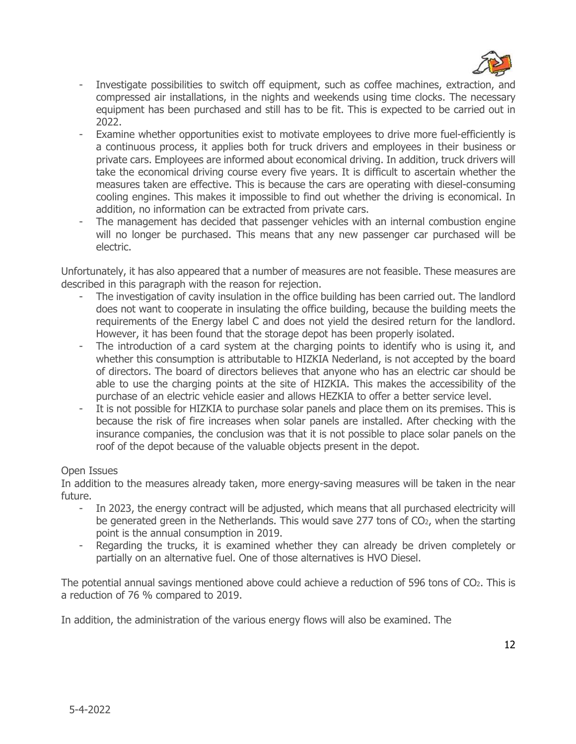- Investigate possibilities to switch off equipment, such as coffee machines, extraction, and compressed air installations, in the nights and weekends using time clocks. The necessary equipment has been purchased and still has to be fit. This is expected to be carried out in 2022.
- Examine whether opportunities exist to motivate employees to drive more fuel-efficiently is a continuous process, it applies both for truck drivers and employees in their business or private cars. Employees are informed about economical driving. In addition, truck drivers will take the economical driving course every five years. It is difficult to ascertain whether the measures taken are effective. This is because the cars are operating with diesel-consuming cooling engines. This makes it impossible to find out whether the driving is economical. In addition, no information can be extracted from private cars.
- The management has decided that passenger vehicles with an internal combustion engine will no longer be purchased. This means that any new passenger car purchased will be electric.

Unfortunately, it has also appeared that a number of measures are not feasible. These measures are described in this paragraph with the reason for rejection.

- The investigation of cavity insulation in the office building has been carried out. The landlord does not want to cooperate in insulating the office building, because the building meets the requirements of the Energy label C and does not yield the desired return for the landlord. However, it has been found that the storage depot has been properly isolated.
- The introduction of a card system at the charging points to identify who is using it, and whether this consumption is attributable to HIZKIA Nederland, is not accepted by the board of directors. The board of directors believes that anyone who has an electric car should be able to use the charging points at the site of HIZKIA. This makes the accessibility of the purchase of an electric vehicle easier and allows HEZKIA to offer a better service level.
- It is not possible for HIZKIA to purchase solar panels and place them on its premises. This is because the risk of fire increases when solar panels are installed. After checking with the insurance companies, the conclusion was that it is not possible to place solar panels on the roof of the depot because of the valuable objects present in the depot.

Open Issues

In addition to the measures already taken, more energy-saving measures will be taken in the near future.

- In 2023, the energy contract will be adjusted, which means that all purchased electricity will be generated green in the Netherlands. This would save 277 tons of $CO_2$, when the starting point is the annual consumption in 2019.
- Regarding the trucks, it is examined whether they can already be driven completely or partially on an alternative fuel. One of those alternatives is HVO Diesel.

The potential annual savings mentioned above could achieve a reduction of 596 tons of $CO_2$. This is a reduction of 76 % compared to 2019.

In addition, the administration of the various energy flows will also be examined. The

5-4-2022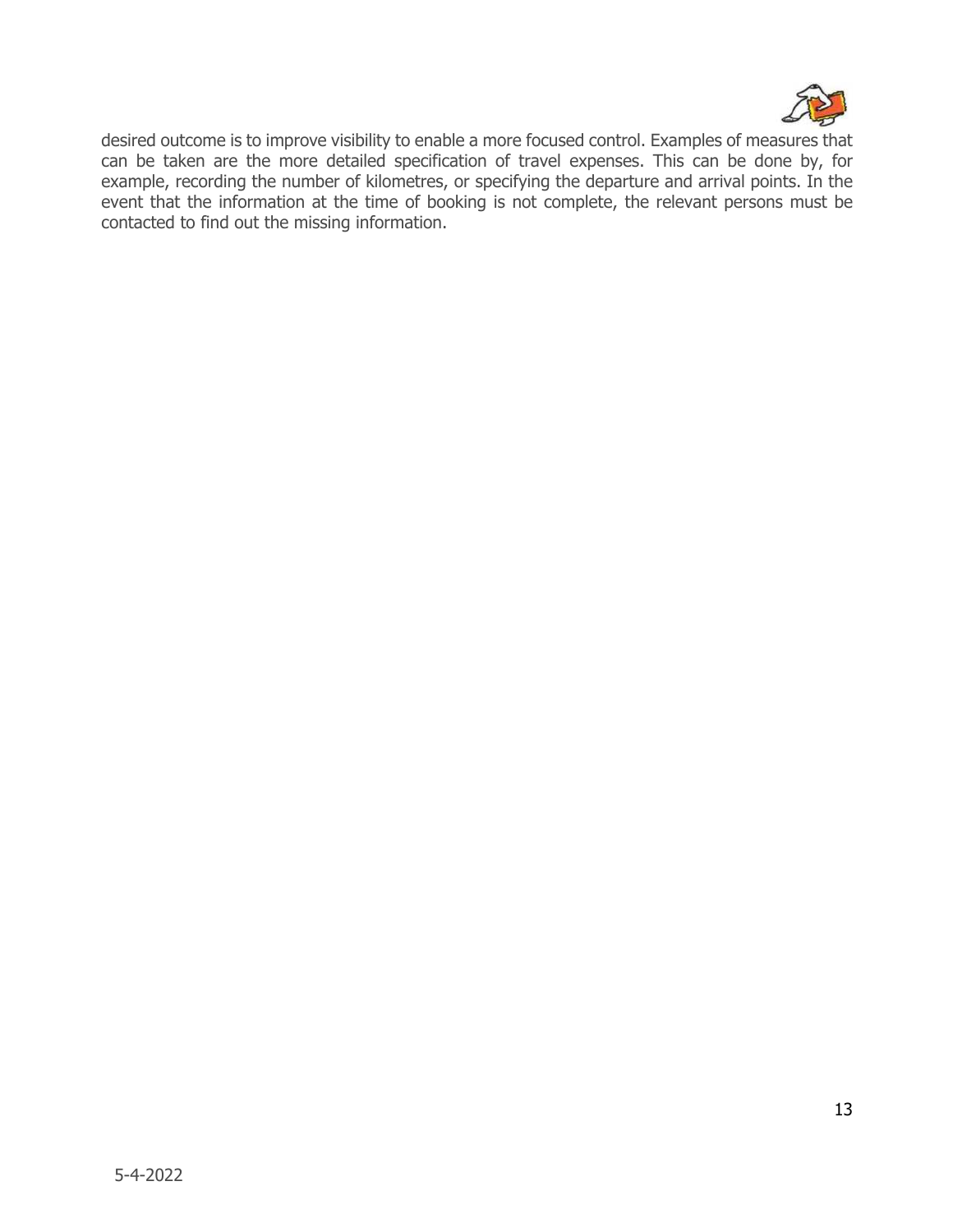desired outcome is to improve visibility to enable a more focused control. Examples of measures that can be taken are the more detailed specification of travel expenses. This can be done by, for example, recording the number of kilometres, or specifying the departure and arrival points. In the event that the information at the time of booking is not complete, the relevant persons must be contacted to find out the missing information.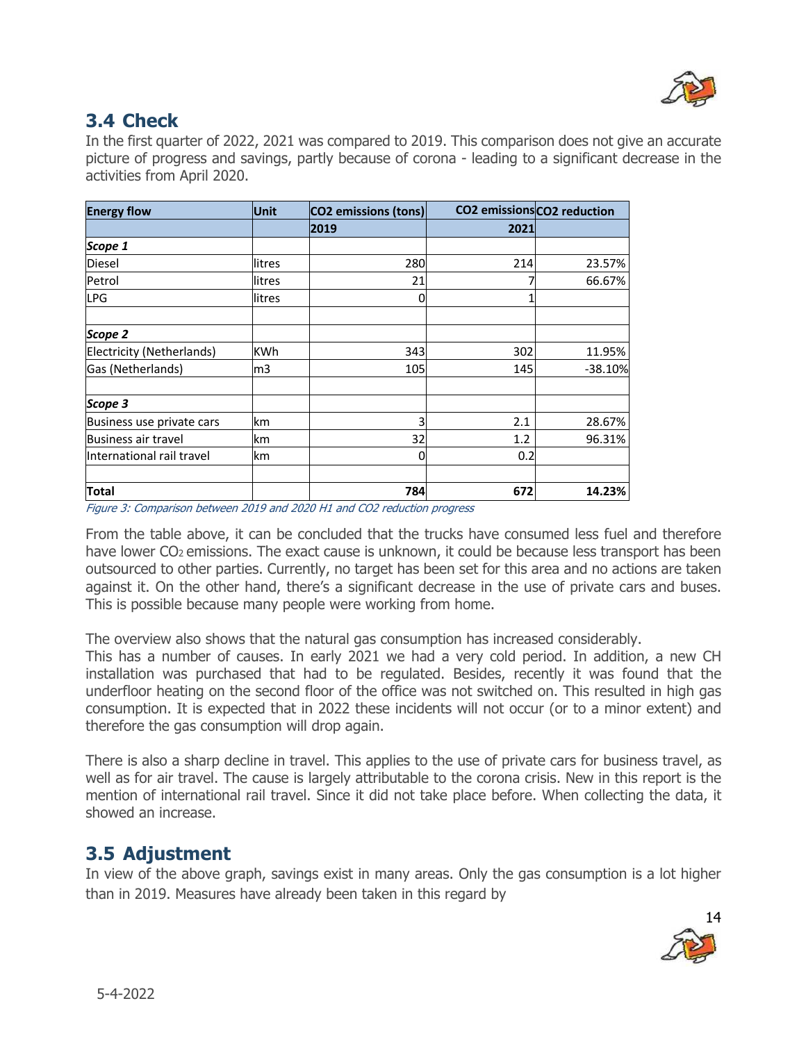## 3.4 Check

In the first quarter of 2022, 2021 was compared to 2019. This comparison does not give an accurate picture of progress and savings, partly because of corona - leading to a significant decrease in the activities from April 2020.

| Energy flow | Unit | CO2 emissions (tons) | CO2 emissions | CO2 reduction |
|---|---|---|---|---|
| | | 2019 | 2021 | |
| ***Scope 1*** | | | | |
| Diesel | litres | 280 | 214 | 23.57% |
| Petrol | litres | 21 | 7 | 66.67% |
| LPG | litres | 0 | 1 | |
| | | | | |
| ***Scope 2*** | | | | |
| Electricity (Netherlands) | KWh | 343 | 302 | 11.95% |
| Gas (Netherlands) | m3 | 105 | 145 | -38.10% |
| | | | | |
| ***Scope 3*** | | | | |
| Business use private cars | km | 3 | 2.1 | 28.67% |
| Business air travel | km | 32 | 1.2 | 96.31% |
| International rail travel | km | 0 | 0.2 | |
| | | | | |
| **Total** | | **784** | **672** | **14.23%** |

*Figure 3: Comparison between 2019 and 2020 H1 and CO2 reduction progress*

From the table above, it can be concluded that the trucks have consumed less fuel and therefore have lower $CO_2$ emissions. The exact cause is unknown, it could be because less transport has been outsourced to other parties. Currently, no target has been set for this area and no actions are taken against it. On the other hand, there's a significant decrease in the use of private cars and buses. This is possible because many people were working from home.

The overview also shows that the natural gas consumption has increased considerably.
This has a number of causes. In early 2021 we had a very cold period. In addition, a new CH installation was purchased that had to be regulated. Besides, recently it was found that the underfloor heating on the second floor of the office was not switched on. This resulted in high gas consumption. It is expected that in 2022 these incidents will not occur (or to a minor extent) and therefore the gas consumption will drop again.

There is also a sharp decline in travel. This applies to the use of private cars for business travel, as well as for air travel. The cause is largely attributable to the corona crisis. New in this report is the mention of international rail travel. Since it did not take place before. When collecting the data, it showed an increase.

## 3.5 Adjustment

In view of the above graph, savings exist in many areas. Only the gas consumption is a lot higher than in 2019. Measures have already been taken in this regard by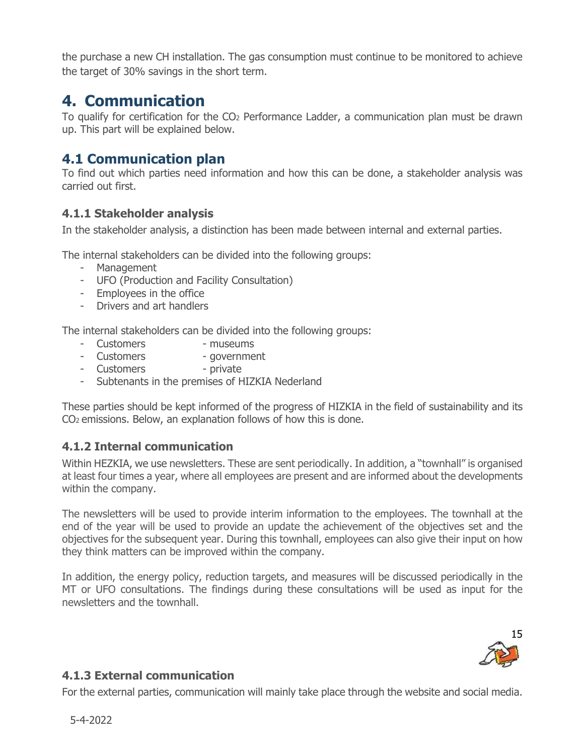the purchase a new CH installation. The gas consumption must continue to be monitored to achieve the target of 30% savings in the short term.

# 4. Communication

To qualify for certification for the $CO_2$ Performance Ladder, a communication plan must be drawn up. This part will be explained below.

## 4.1 Communication plan

To find out which parties need information and how this can be done, a stakeholder analysis was carried out first.

### 4.1.1 Stakeholder analysis

In the stakeholder analysis, a distinction has been made between internal and external parties.

The internal stakeholders can be divided into the following groups:

- Management
- UFO (Production and Facility Consultation)
- Employees in the office
- Drivers and art handlers

The internal stakeholders can be divided into the following groups:

- Customers - museums
- Customers - government
- Customers - private
- Subtenants in the premises of HIZKIA Nederland

These parties should be kept informed of the progress of HIZKIA in the field of sustainability and its $CO_2$ emissions. Below, an explanation follows of how this is done.

### 4.1.2 Internal communication

Within HEZKIA, we use newsletters. These are sent periodically. In addition, a "townhall" is organised at least four times a year, where all employees are present and are informed about the developments within the company.

The newsletters will be used to provide interim information to the employees. The townhall at the end of the year will be used to provide an update the achievement of the objectives set and the objectives for the subsequent year. During this townhall, employees can also give their input on how they think matters can be improved within the company.

In addition, the energy policy, reduction targets, and measures will be discussed periodically in the MT or UFO consultations. The findings during these consultations will be used as input for the newsletters and the townhall.

### 4.1.3 External communication

For the external parties, communication will mainly take place through the website and social media.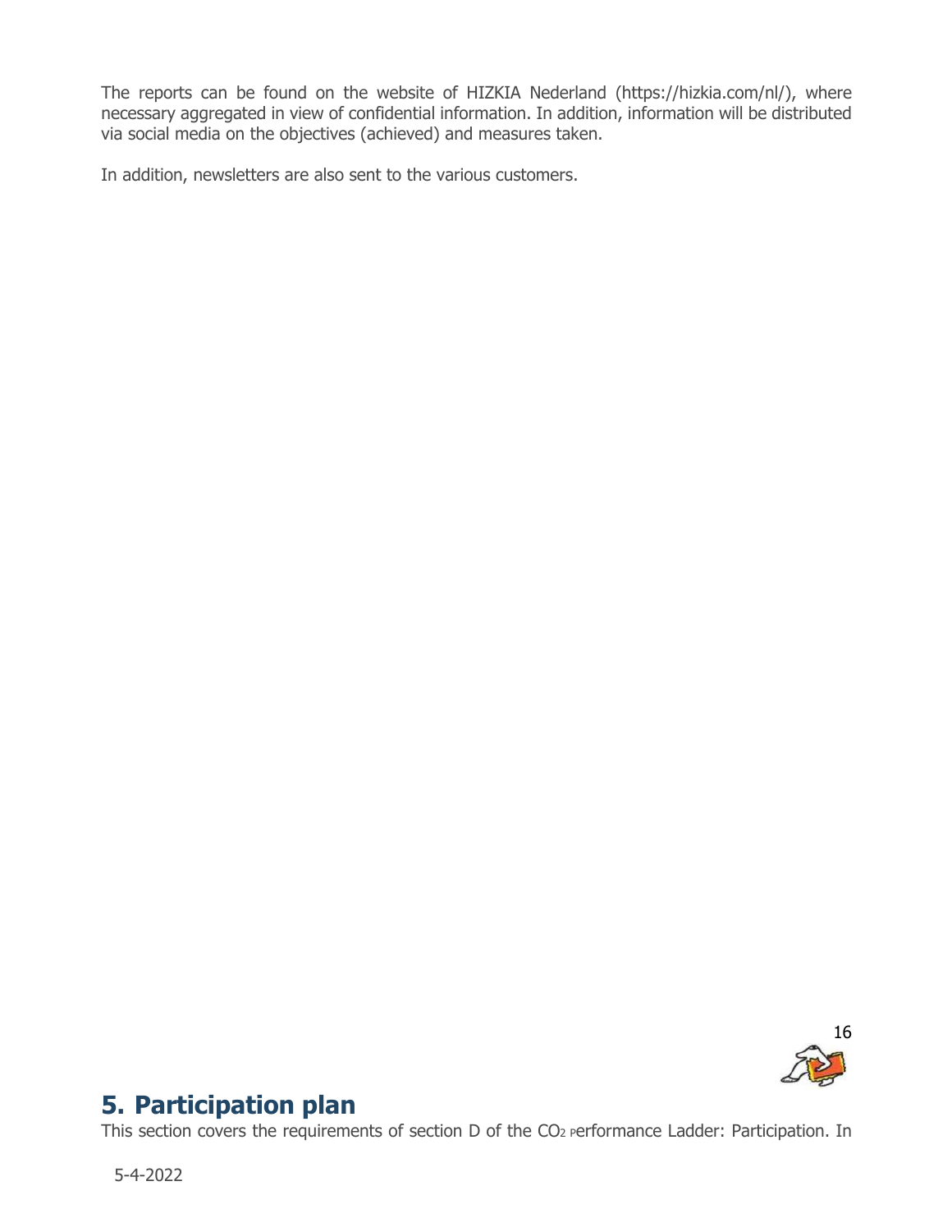The reports can be found on the website of HIZKIA Nederland (https://hizkia.com/nl/), where necessary aggregated in view of confidential information. In addition, information will be distributed via social media on the objectives (achieved) and measures taken.

In addition, newsletters are also sent to the various customers.

## 5. Participation plan

This section covers the requirements of section D of the $CO_2$ Performance Ladder: Participation. In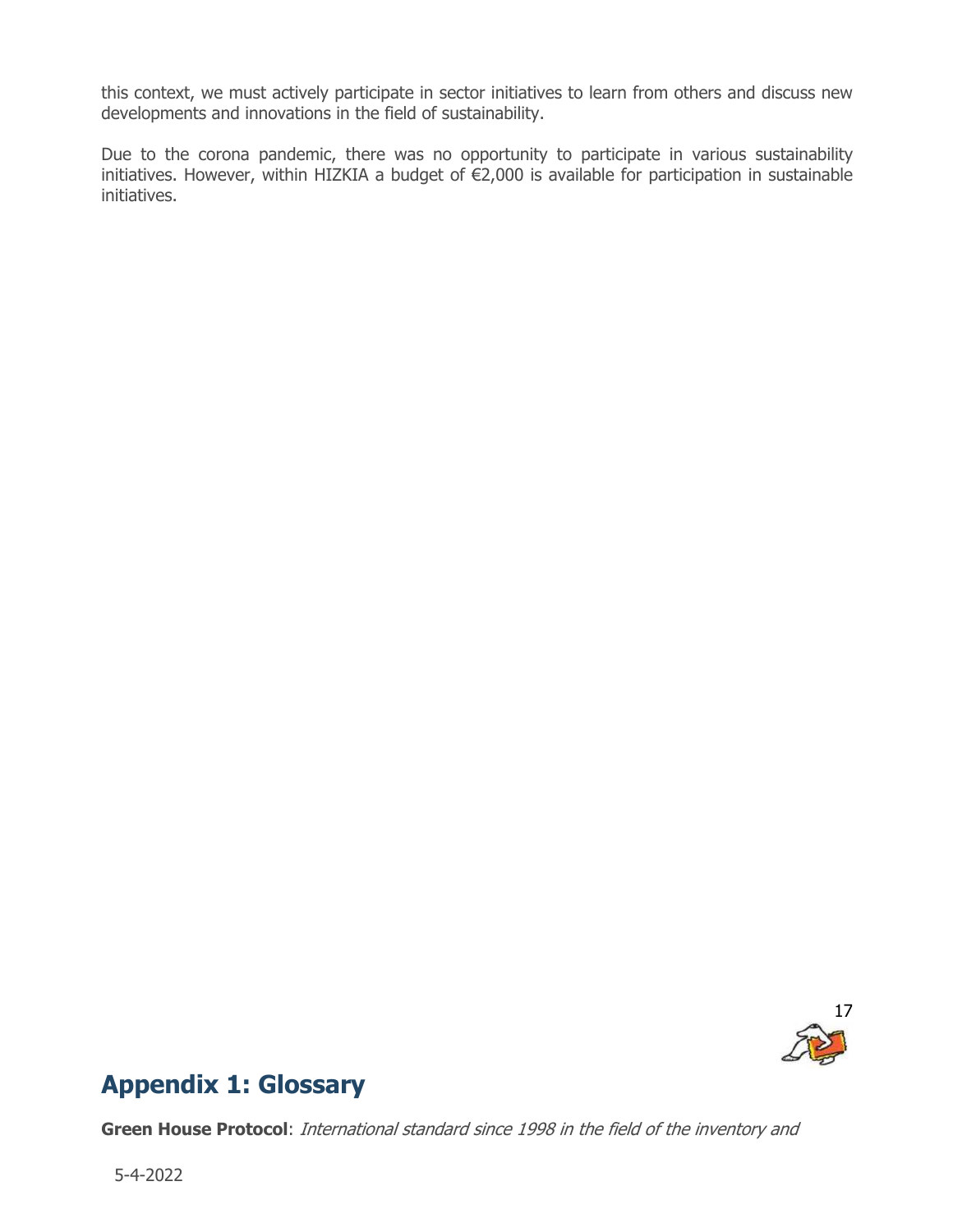this context, we must actively participate in sector initiatives to learn from others and discuss new developments and innovations in the field of sustainability.

Due to the corona pandemic, there was no opportunity to participate in various sustainability initiatives. However, within HIZKIA a budget of €2,000 is available for participation in sustainable initiatives.

## Appendix 1: Glossary

**Green House Protocol**: *International standard since 1998 in the field of the inventory and*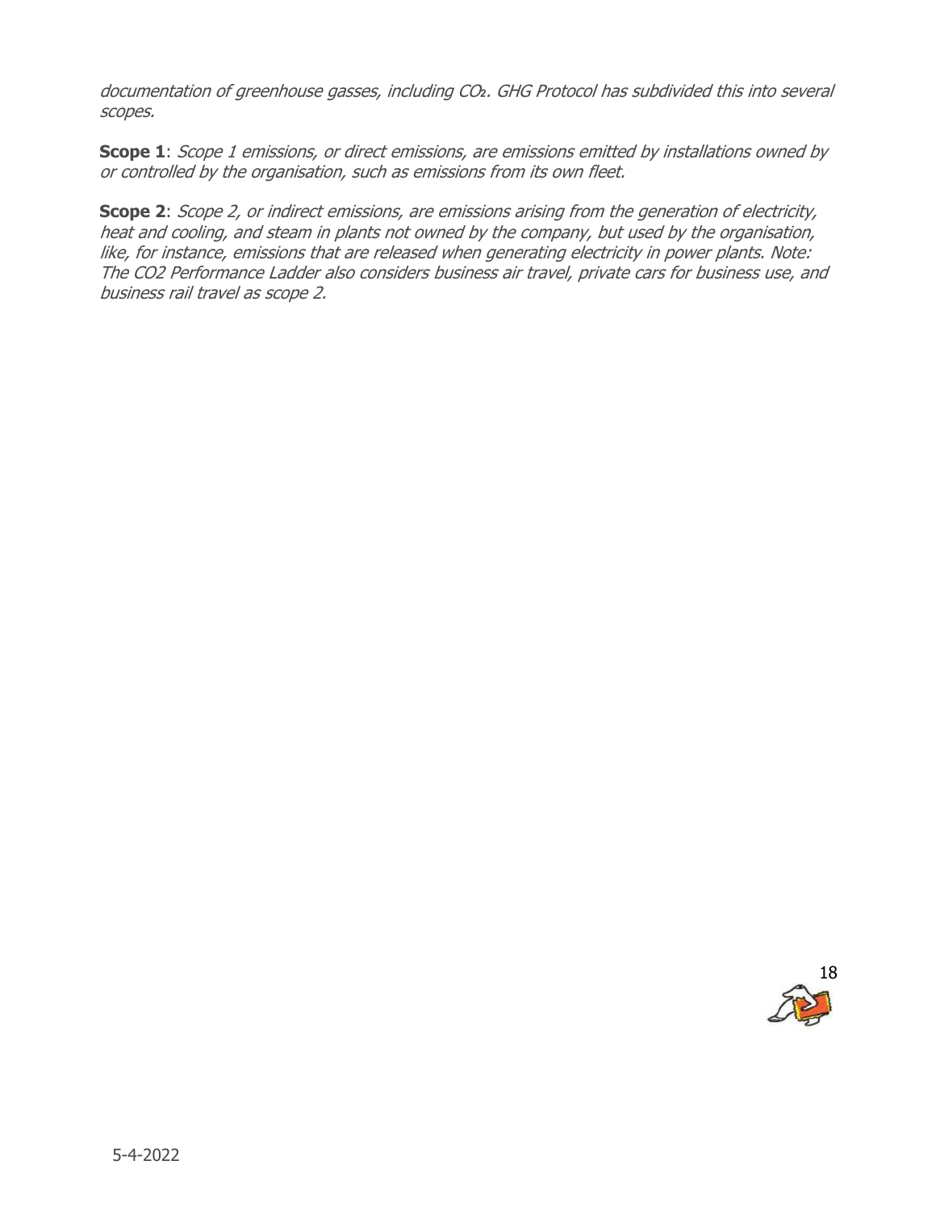*documentation of greenhouse gasses, including $CO_2$. GHG Protocol has subdivided this into several scopes.*

**Scope 1**: *Scope 1 emissions, or direct emissions, are emissions emitted by installations owned by or controlled by the organisation, such as emissions from its own fleet.*

**Scope 2**: *Scope 2, or indirect emissions, are emissions arising from the generation of electricity, heat and cooling, and steam in plants not owned by the company, but used by the organisation, like, for instance, emissions that are released when generating electricity in power plants. Note: The CO2 Performance Ladder also considers business air travel, private cars for business use, and business rail travel as scope 2.*